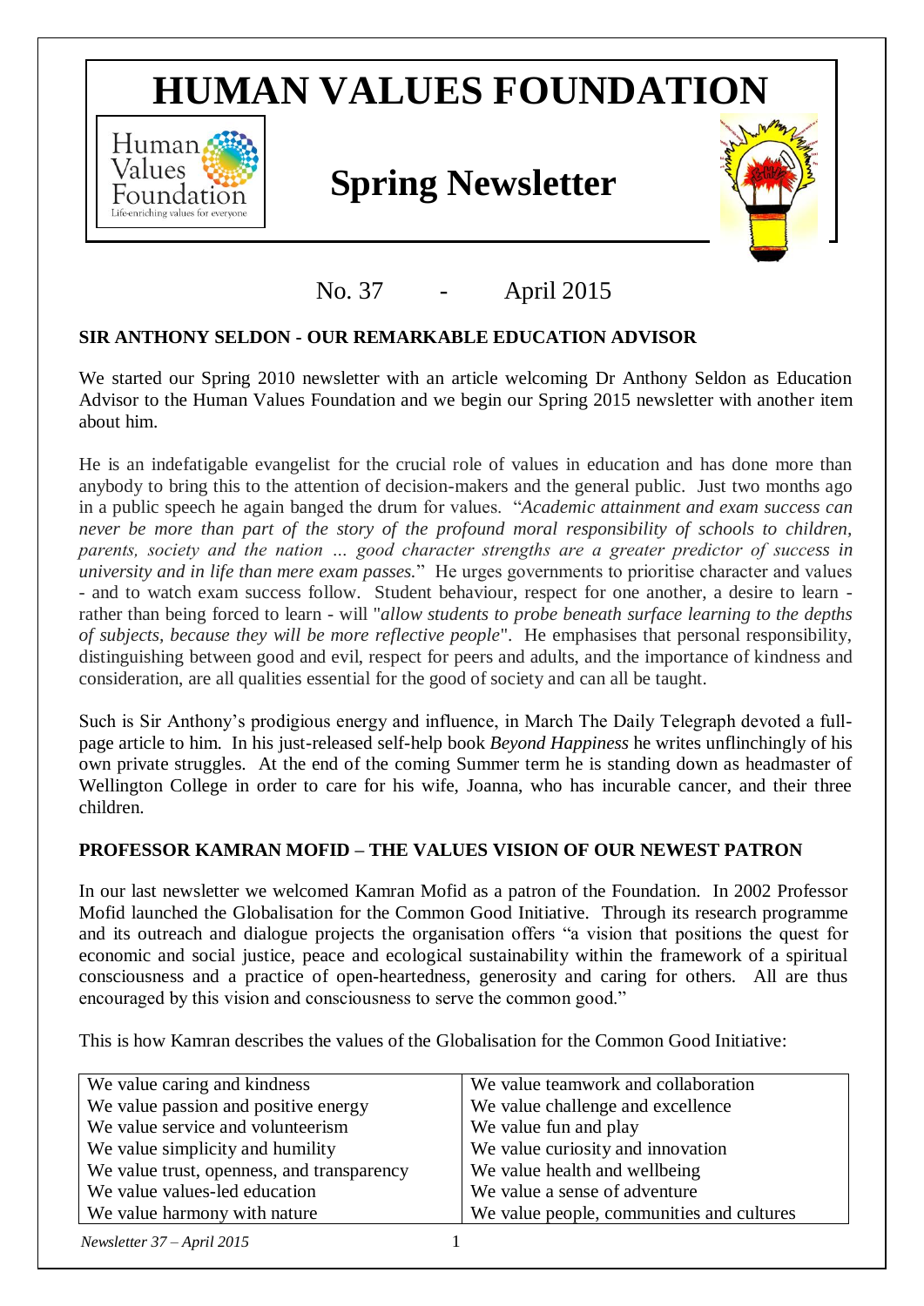# HUMAN VALUES FOUNDATION

## Spring Newsletter

No. 37 - April 2015

### SIR ANTHONY SELDON - OUR REMARKABLE EDUCATION ADVISOR

We started our Spring 2010 newsletter with an article welcoming Dr Anthony Seldon as Education Advisor to the Human Values Foundation and we begin our Spring 2015 newsletter with another item about him.

He is an indefatigable evangelist for the crucial role of values in education and has done more than anybody to bring this to the attention of decision-makers and the general public. Just two months ago in a public speech he again banged the drum for values. "*Academic attainment and exam success can never be more than part of the story of the profound moral responsibility of schools to children, parents, society and the nation … good character strengths are a greater predictor of success in university and in life than mere exam passes.*" He urges governments to prioritise character and values - and to watch exam success follow. Student behaviour, respect for one another, a desire to learn - rather than being forced to learn - will "*allow students to probe beneath surface learning to the depths of subjects, because they will be more reflective people*". He emphasises that personal responsibility, distinguishing between good and evil, respect for peers and adults, and the importance of kindness and consideration, are all qualities essential for the good of society and can all be taught.

Such is Sir Anthony's prodigious energy and influence, in March The Daily Telegraph devoted a full-page article to him. In his just-released self-help book *Beyond Happiness* he writes unflinchingly of his own private struggles. At the end of the coming Summer term he is standing down as headmaster of Wellington College in order to care for his wife, Joanna, who has incurable cancer, and their three children.

### PROFESSOR KAMRAN MOFID – THE VALUES VISION OF OUR NEWEST PATRON

In our last newsletter we welcomed Kamran Mofid as a patron of the Foundation. In 2002 Professor Mofid launched the Globalisation for the Common Good Initiative. Through its research programme and its outreach and dialogue projects the organisation offers "a vision that positions the quest for economic and social justice, peace and ecological sustainability within the framework of a spiritual consciousness and a practice of open-heartedness, generosity and caring for others. All are thus encouraged by this vision and consciousness to serve the common good."

This is how Kamran describes the values of the Globalisation for the Common Good Initiative:

| | |
|---|---|
| We value caring and kindness | We value teamwork and collaboration |
| We value passion and positive energy | We value challenge and excellence |
| We value service and volunteerism | We value fun and play |
| We value simplicity and humility | We value curiosity and innovation |
| We value trust, openness, and transparency | We value health and wellbeing |
| We value values-led education | We value a sense of adventure |
| We value harmony with nature | We value people, communities and cultures |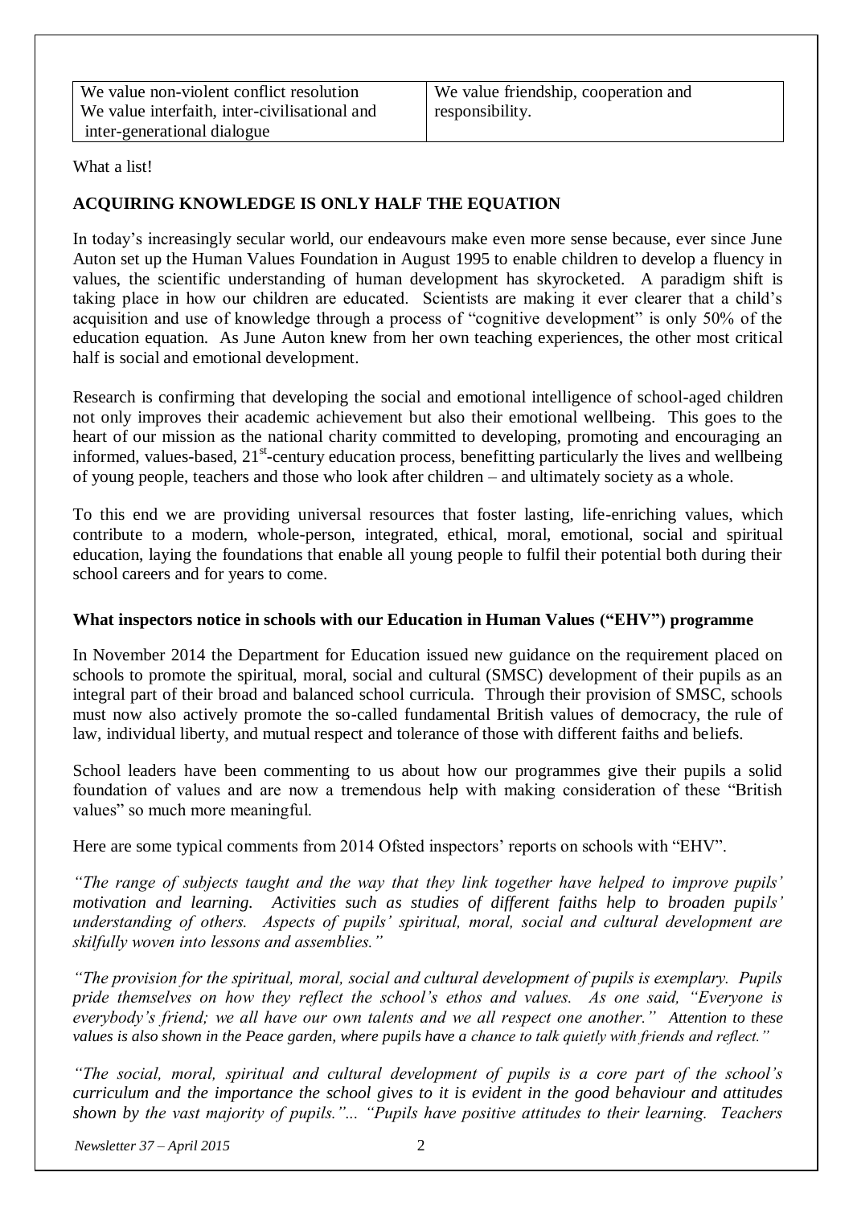| We value non-violent conflict resolution<br>We value interfaith, inter-civilisational and inter-generational dialogue | We value friendship, cooperation and responsibility. |
|---|---|

What a list!

## ACQUIRING KNOWLEDGE IS ONLY HALF THE EQUATION

In today's increasingly secular world, our endeavours make even more sense because, ever since June Auton set up the Human Values Foundation in August 1995 to enable children to develop a fluency in values, the scientific understanding of human development has skyrocketed. A paradigm shift is taking place in how our children are educated. Scientists are making it ever clearer that a child's acquisition and use of knowledge through a process of "cognitive development" is only 50% of the education equation. As June Auton knew from her own teaching experiences, the other most critical half is social and emotional development.

Research is confirming that developing the social and emotional intelligence of school-aged children not only improves their academic achievement but also their emotional wellbeing. This goes to the heart of our mission as the national charity committed to developing, promoting and encouraging an informed, values-based, 21st-century education process, benefitting particularly the lives and wellbeing of young people, teachers and those who look after children – and ultimately society as a whole.

To this end we are providing universal resources that foster lasting, life-enriching values, which contribute to a modern, whole-person, integrated, ethical, moral, emotional, social and spiritual education, laying the foundations that enable all young people to fulfil their potential both during their school careers and for years to come.

### What inspectors notice in schools with our Education in Human Values ("EHV") programme

In November 2014 the Department for Education issued new guidance on the requirement placed on schools to promote the spiritual, moral, social and cultural (SMSC) development of their pupils as an integral part of their broad and balanced school curricula. Through their provision of SMSC, schools must now also actively promote the so-called fundamental British values of democracy, the rule of law, individual liberty, and mutual respect and tolerance of those with different faiths and beliefs.

School leaders have been commenting to us about how our programmes give their pupils a solid foundation of values and are now a tremendous help with making consideration of these "British values" so much more meaningful.

Here are some typical comments from 2014 Ofsted inspectors' reports on schools with "EHV".

*"The range of subjects taught and the way that they link together have helped to improve pupils' motivation and learning. Activities such as studies of different faiths help to broaden pupils' understanding of others. Aspects of pupils' spiritual, moral, social and cultural development are skilfully woven into lessons and assemblies."*

*"The provision for the spiritual, moral, social and cultural development of pupils is exemplary. Pupils pride themselves on how they reflect the school's ethos and values. As one said, "Everyone is everybody's friend; we all have our own talents and we all respect one another." Attention to these values is also shown in the Peace garden, where pupils have a chance to talk quietly with friends and reflect."*

*"The social, moral, spiritual and cultural development of pupils is a core part of the school's curriculum and the importance the school gives to it is evident in the good behaviour and attitudes shown by the vast majority of pupils."... "Pupils have positive attitudes to their learning. Teachers*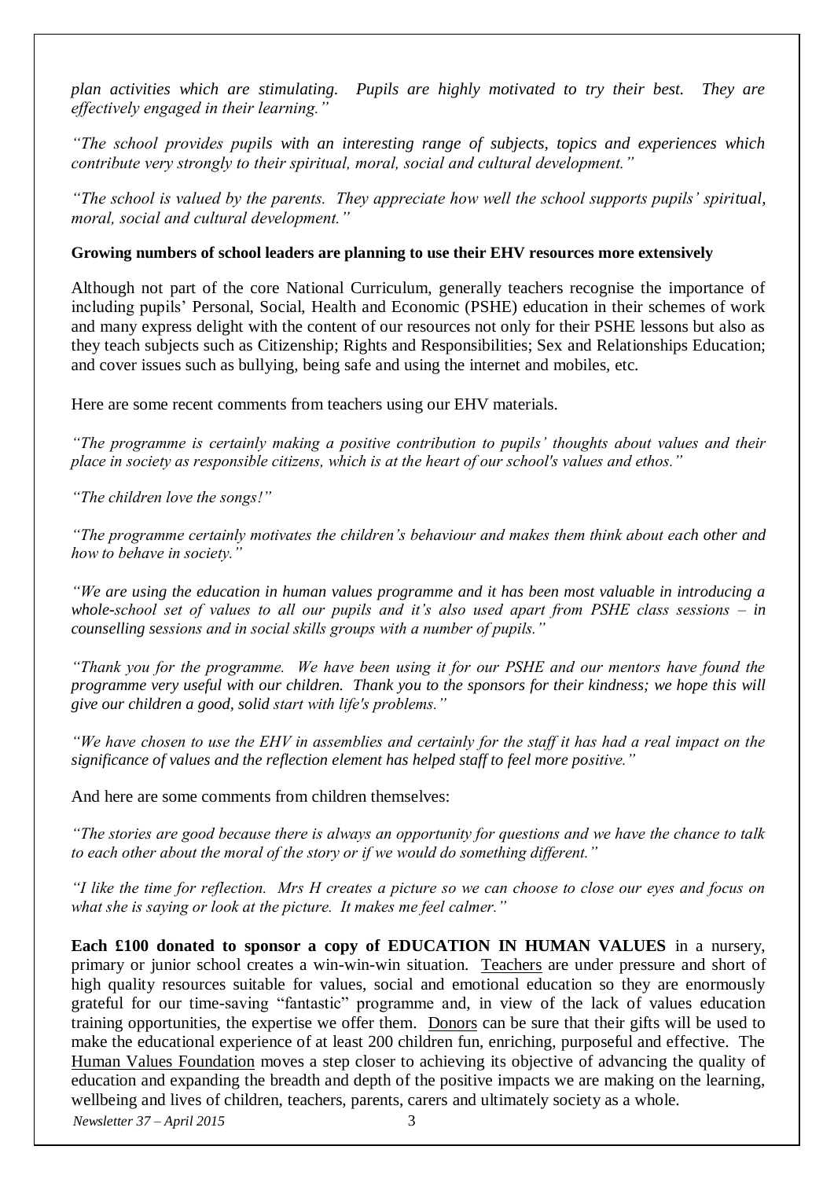*plan activities which are stimulating. Pupils are highly motivated to try their best. They are effectively engaged in their learning."*

*"The school provides pupils with an interesting range of subjects, topics and experiences which contribute very strongly to their spiritual, moral, social and cultural development."*

*"The school is valued by the parents. They appreciate how well the school supports pupils' spiritual, moral, social and cultural development."*

**Growing numbers of school leaders are planning to use their EHV resources more extensively**

Although not part of the core National Curriculum, generally teachers recognise the importance of including pupils' Personal, Social, Health and Economic (PSHE) education in their schemes of work and many express delight with the content of our resources not only for their PSHE lessons but also as they teach subjects such as Citizenship; Rights and Responsibilities; Sex and Relationships Education; and cover issues such as bullying, being safe and using the internet and mobiles, etc.

Here are some recent comments from teachers using our EHV materials.

*"The programme is certainly making a positive contribution to pupils' thoughts about values and their place in society as responsible citizens, which is at the heart of our school's values and ethos."*

*"The children love the songs!"*

*"The programme certainly motivates the children's behaviour and makes them think about each other and how to behave in society."*

*"We are using the education in human values programme and it has been most valuable in introducing a whole-school set of values to all our pupils and it's also used apart from PSHE class sessions – in counselling sessions and in social skills groups with a number of pupils."*

*"Thank you for the programme. We have been using it for our PSHE and our mentors have found the programme very useful with our children. Thank you to the sponsors for their kindness; we hope this will give our children a good, solid start with life's problems."*

*"We have chosen to use the EHV in assemblies and certainly for the staff it has had a real impact on the significance of values and the reflection element has helped staff to feel more positive."*

And here are some comments from children themselves:

*"The stories are good because there is always an opportunity for questions and we have the chance to talk to each other about the moral of the story or if we would do something different."*

*"I like the time for reflection. Mrs H creates a picture so we can choose to close our eyes and focus on what she is saying or look at the picture. It makes me feel calmer."*

**Each £100 donated to sponsor a copy of EDUCATION IN HUMAN VALUES** in a nursery, primary or junior school creates a win-win-win situation. Teachers are under pressure and short of high quality resources suitable for values, social and emotional education so they are enormously grateful for our time-saving "fantastic" programme and, in view of the lack of values education training opportunities, the expertise we offer them. Donors can be sure that their gifts will be used to make the educational experience of at least 200 children fun, enriching, purposeful and effective. The Human Values Foundation moves a step closer to achieving its objective of advancing the quality of education and expanding the breadth and depth of the positive impacts we are making on the learning, wellbeing and lives of children, teachers, parents, carers and ultimately society as a whole.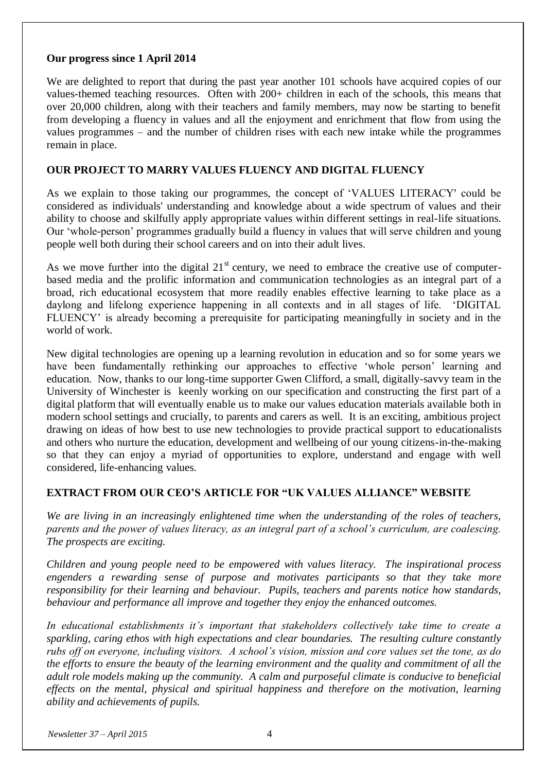**Our progress since 1 April 2014**

We are delighted to report that during the past year another 101 schools have acquired copies of our values-themed teaching resources. Often with 200+ children in each of the schools, this means that over 20,000 children, along with their teachers and family members, may now be starting to benefit from developing a fluency in values and all the enjoyment and enrichment that flow from using the values programmes – and the number of children rises with each new intake while the programmes remain in place.

## OUR PROJECT TO MARRY VALUES FLUENCY AND DIGITAL FLUENCY

As we explain to those taking our programmes, the concept of 'VALUES LITERACY' could be considered as individuals' understanding and knowledge about a wide spectrum of values and their ability to choose and skilfully apply appropriate values within different settings in real-life situations. Our 'whole-person' programmes gradually build a fluency in values that will serve children and young people well both during their school careers and on into their adult lives.

As we move further into the digital 21st century, we need to embrace the creative use of computer-based media and the prolific information and communication technologies as an integral part of a broad, rich educational ecosystem that more readily enables effective learning to take place as a daylong and lifelong experience happening in all contexts and in all stages of life. 'DIGITAL FLUENCY' is already becoming a prerequisite for participating meaningfully in society and in the world of work.

New digital technologies are opening up a learning revolution in education and so for some years we have been fundamentally rethinking our approaches to effective 'whole person' learning and education. Now, thanks to our long-time supporter Gwen Clifford, a small, digitally-savvy team in the University of Winchester is keenly working on our specification and constructing the first part of a digital platform that will eventually enable us to make our values education materials available both in modern school settings and crucially, to parents and carers as well. It is an exciting, ambitious project drawing on ideas of how best to use new technologies to provide practical support to educationalists and others who nurture the education, development and wellbeing of our young citizens-in-the-making so that they can enjoy a myriad of opportunities to explore, understand and engage with well considered, life-enhancing values.

## EXTRACT FROM OUR CEO'S ARTICLE FOR "UK VALUES ALLIANCE" WEBSITE

*We are living in an increasingly enlightened time when the understanding of the roles of teachers, parents and the power of values literacy, as an integral part of a school's curriculum, are coalescing. The prospects are exciting.*

*Children and young people need to be empowered with values literacy. The inspirational process engenders a rewarding sense of purpose and motivates participants so that they take more responsibility for their learning and behaviour. Pupils, teachers and parents notice how standards, behaviour and performance all improve and together they enjoy the enhanced outcomes.*

*In educational establishments it's important that stakeholders collectively take time to create a sparkling, caring ethos with high expectations and clear boundaries. The resulting culture constantly rubs off on everyone, including visitors. A school's vision, mission and core values set the tone, as do the efforts to ensure the beauty of the learning environment and the quality and commitment of all the adult role models making up the community. A calm and purposeful climate is conducive to beneficial effects on the mental, physical and spiritual happiness and therefore on the motivation, learning ability and achievements of pupils.*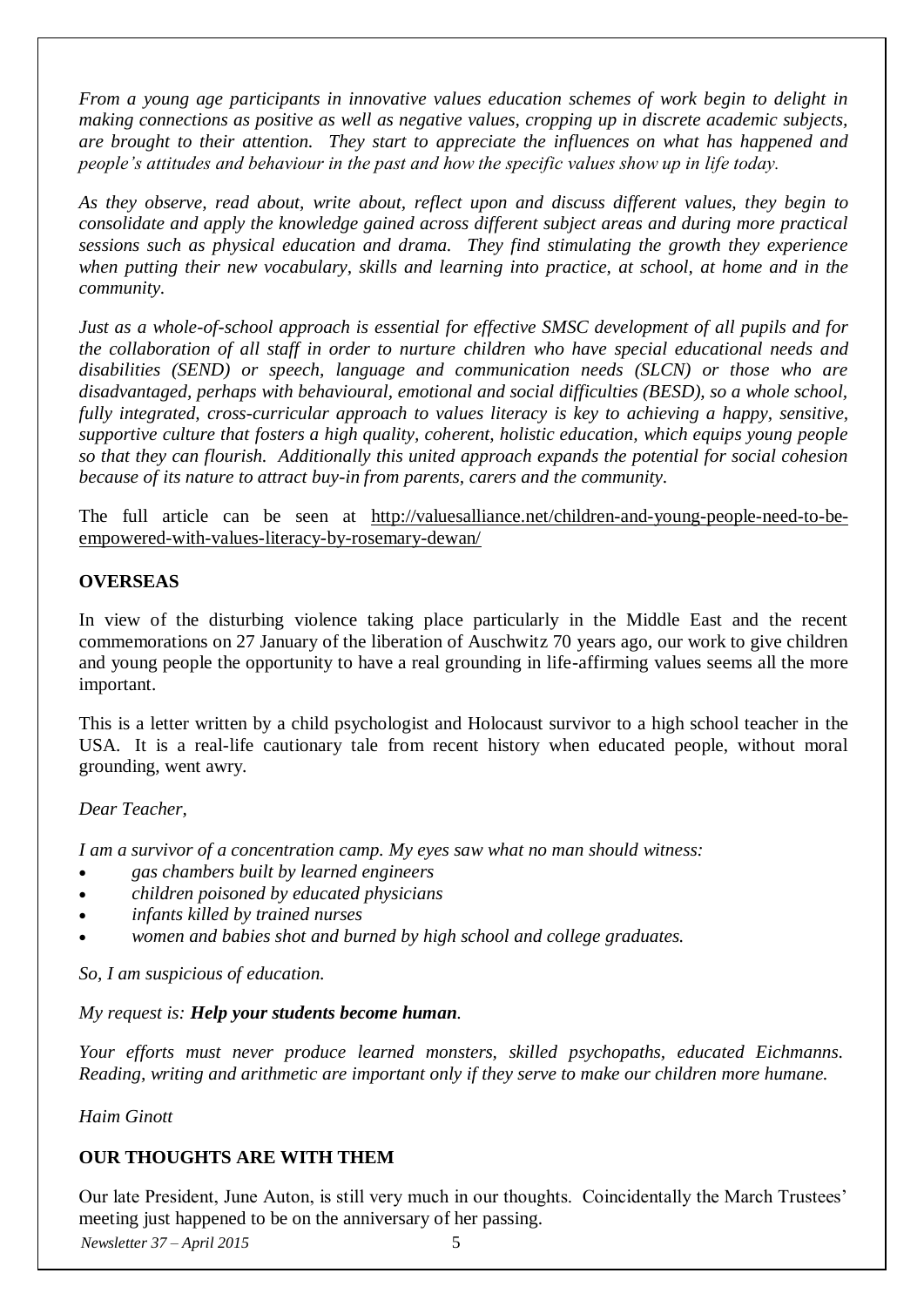*From a young age participants in innovative values education schemes of work begin to delight in making connections as positive as well as negative values, cropping up in discrete academic subjects, are brought to their attention. They start to appreciate the influences on what has happened and people's attitudes and behaviour in the past and how the specific values show up in life today.*

*As they observe, read about, write about, reflect upon and discuss different values, they begin to consolidate and apply the knowledge gained across different subject areas and during more practical sessions such as physical education and drama. They find stimulating the growth they experience when putting their new vocabulary, skills and learning into practice, at school, at home and in the community.*

*Just as a whole-of-school approach is essential for effective SMSC development of all pupils and for the collaboration of all staff in order to nurture children who have special educational needs and disabilities (SEND) or speech, language and communication needs (SLCN) or those who are disadvantaged, perhaps with behavioural, emotional and social difficulties (BESD), so a whole school, fully integrated, cross-curricular approach to values literacy is key to achieving a happy, sensitive, supportive culture that fosters a high quality, coherent, holistic education, which equips young people so that they can flourish. Additionally this united approach expands the potential for social cohesion because of its nature to attract buy-in from parents, carers and the community.*

The full article can be seen at http://valuesalliance.net/children-and-young-people-need-to-be-empowered-with-values-literacy-by-rosemary-dewan/

**OVERSEAS**

In view of the disturbing violence taking place particularly in the Middle East and the recent commemorations on 27 January of the liberation of Auschwitz 70 years ago, our work to give children and young people the opportunity to have a real grounding in life-affirming values seems all the more important.

This is a letter written by a child psychologist and Holocaust survivor to a high school teacher in the USA. It is a real-life cautionary tale from recent history when educated people, without moral grounding, went awry.

*Dear Teacher,*

*I am a survivor of a concentration camp. My eyes saw what no man should witness:*

- *gas chambers built by learned engineers*
- *children poisoned by educated physicians*
- *infants killed by trained nurses*
- *women and babies shot and burned by high school and college graduates.*

*So, I am suspicious of education.*

*My request is:* ***Help your students become human****.*

*Your efforts must never produce learned monsters, skilled psychopaths, educated Eichmanns. Reading, writing and arithmetic are important only if they serve to make our children more humane.*

*Haim Ginott*

**OUR THOUGHTS ARE WITH THEM**

Our late President, June Auton, is still very much in our thoughts. Coincidentally the March Trustees' meeting just happened to be on the anniversary of her passing.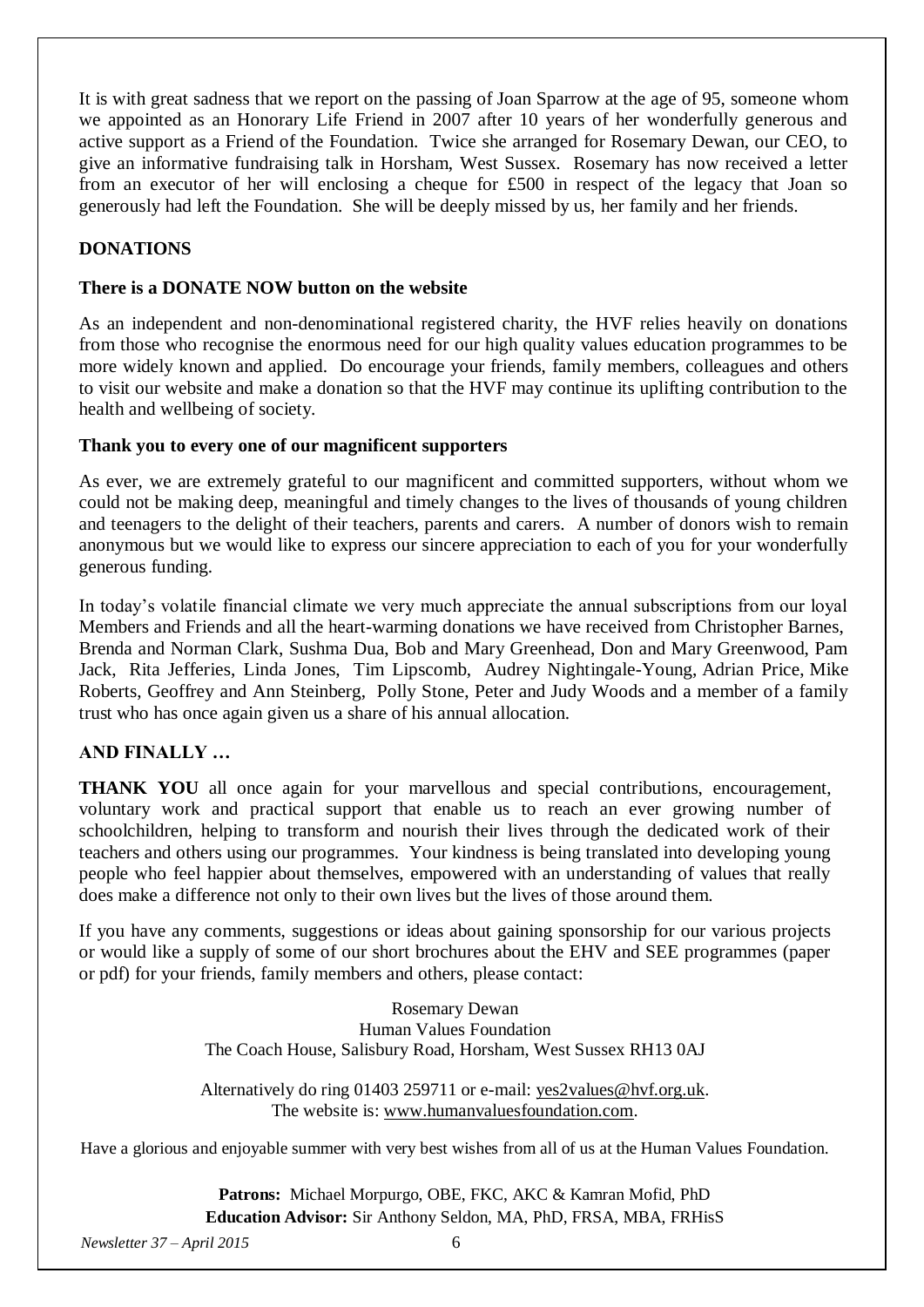It is with great sadness that we report on the passing of Joan Sparrow at the age of 95, someone whom we appointed as an Honorary Life Friend in 2007 after 10 years of her wonderfully generous and active support as a Friend of the Foundation. Twice she arranged for Rosemary Dewan, our CEO, to give an informative fundraising talk in Horsham, West Sussex. Rosemary has now received a letter from an executor of her will enclosing a cheque for £500 in respect of the legacy that Joan so generously had left the Foundation. She will be deeply missed by us, her family and her friends.

## DONATIONS

### There is a DONATE NOW button on the website

As an independent and non-denominational registered charity, the HVF relies heavily on donations from those who recognise the enormous need for our high quality values education programmes to be more widely known and applied. Do encourage your friends, family members, colleagues and others to visit our website and make a donation so that the HVF may continue its uplifting contribution to the health and wellbeing of society.

### Thank you to every one of our magnificent supporters

As ever, we are extremely grateful to our magnificent and committed supporters, without whom we could not be making deep, meaningful and timely changes to the lives of thousands of young children and teenagers to the delight of their teachers, parents and carers. A number of donors wish to remain anonymous but we would like to express our sincere appreciation to each of you for your wonderfully generous funding.

In today's volatile financial climate we very much appreciate the annual subscriptions from our loyal Members and Friends and all the heart-warming donations we have received from Christopher Barnes, Brenda and Norman Clark, Sushma Dua, Bob and Mary Greenhead, Don and Mary Greenwood, Pam Jack, Rita Jefferies, Linda Jones, Tim Lipscomb, Audrey Nightingale-Young, Adrian Price, Mike Roberts, Geoffrey and Ann Steinberg, Polly Stone, Peter and Judy Woods and a member of a family trust who has once again given us a share of his annual allocation.

## AND FINALLY …

**THANK YOU** all once again for your marvellous and special contributions, encouragement, voluntary work and practical support that enable us to reach an ever growing number of schoolchildren, helping to transform and nourish their lives through the dedicated work of their teachers and others using our programmes. Your kindness is being translated into developing young people who feel happier about themselves, empowered with an understanding of values that really does make a difference not only to their own lives but the lives of those around them.

If you have any comments, suggestions or ideas about gaining sponsorship for our various projects or would like a supply of some of our short brochures about the EHV and SEE programmes (paper or pdf) for your friends, family members and others, please contact:

Rosemary Dewan
Human Values Foundation
The Coach House, Salisbury Road, Horsham, West Sussex RH13 0AJ

Alternatively do ring 01403 259711 or e-mail: yes2values@hvf.org.uk.
The website is: www.humanvaluesfoundation.com.

Have a glorious and enjoyable summer with very best wishes from all of us at the Human Values Foundation.

**Patrons:** Michael Morpurgo, OBE, FKC, AKC & Kamran Mofid, PhD
**Education Advisor:** Sir Anthony Seldon, MA, PhD, FRSA, MBA, FRHisS